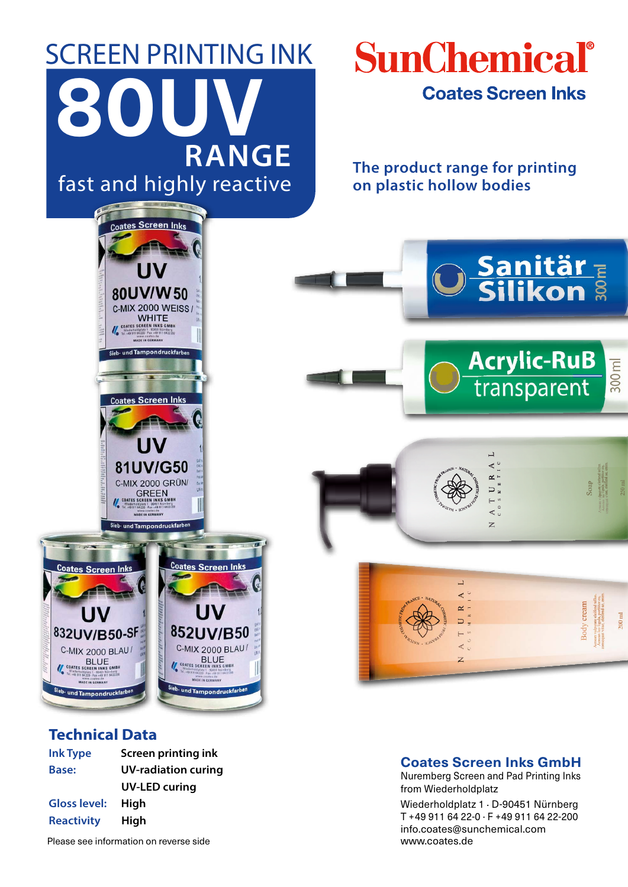# SCREEN PRINTING INK

# 80UV RANGE

fast and highly reactive

**SunChemical®**

**Coates Screen Inks**

**The product range for printing on plastic hollow bodies**

## Technical Data

| | |
|---|---|
| **Ink Type** | **Screen printing ink** |
| **Base:** | **UV-radiation curing** |
| | **UV-LED curing** |
| **Gloss level:** | **High** |
| **Reactivity** | **High** |

Please see information on reverse side

**Coates Screen Inks GmbH**
Nuremberg Screen and Pad Printing Inks from Wiederholdplatz
Wiederholdplatz 1 · D-90451 Nürnberg
T +49 911 64 22-0 · F +49 911 64 22-200
info.coates@sunchemical.com
www.coates.de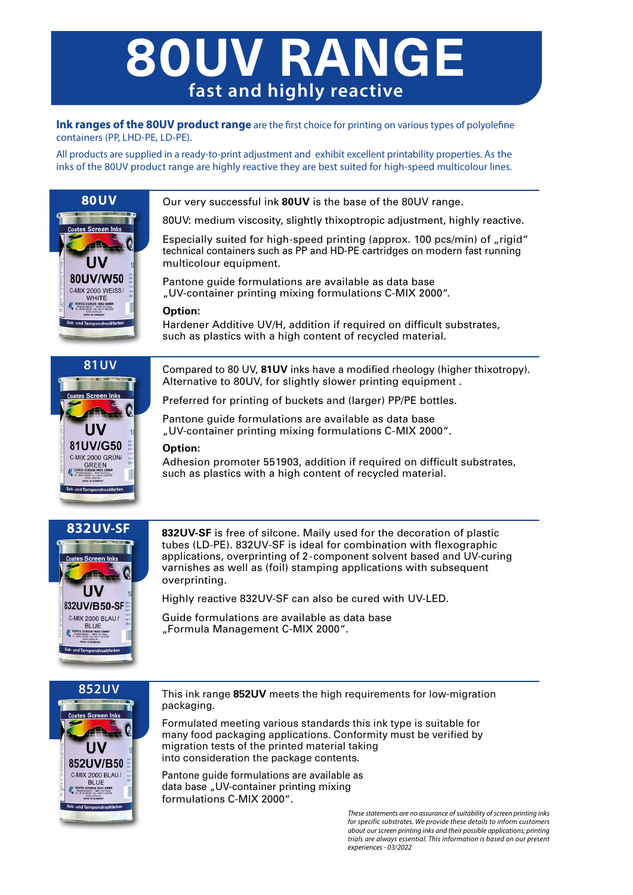# 80UV RANGE

## fast and highly reactive

**Ink ranges of the 80UV product range** are the first choice for printing on various types of polyolefine containers (PP, LHD-PE, LD-PE).

All products are supplied in a ready-to-print adjustment and exhibit excellent printability properties. As the inks of the 80UV product range are highly reactive they are best suited for high-speed multicolour lines.

### 80UV

Our very successful ink **80UV** is the base of the 80UV range.

80UV: medium viscosity, slightly thixoptropic adjustment, highly reactive.

Especially suited for high-speed printing (approx. 100 pcs/min) of „rigid" technical containers such as PP and HD-PE cartridges on modern fast running multicolour equipment.

Pantone guide formulations are available as data base „UV-container printing mixing formulations C-MIX 2000".

**Option:**
Hardener Additive UV/H, addition if required on difficult substrates, such as plastics with a high content of recycled material.

### 81UV

Compared to 80 UV, **81UV** inks have a modified rheology (higher thixotropy). Alternative to 80UV, for slightly slower printing equipment .

Preferred for printing of buckets and (larger) PP/PE bottles.

Pantone guide formulations are available as data base „UV-container printing mixing formulations C-MIX 2000".

**Option:**
Adhesion promoter 551903, addition if required on difficult substrates, such as plastics with a high content of recycled material.

### 832UV-SF

**832UV-SF** is free of silcone. Maily used for the decoration of plastic tubes (LD-PE). 832UV-SF is ideal for combination with flexographic applications, overprinting of 2-component solvent based and UV-curing varnishes as well as (foil) stamping applications with subsequent overprinting.

Highly reactive 832UV-SF can also be cured with UV-LED.

Guide formulations are available as data base „Formula Management C-MIX 2000".

### 852UV

This ink range **852UV** meets the high requirements for low-migration packaging.

Formulated meeting various standards this ink type is suitable for many food packaging applications. Conformity must be verified by migration tests of the printed material taking into consideration the package contents.

Pantone guide formulations are available as data base „UV-container printing mixing formulations C-MIX 2000".

*These statements are no assurance of suitability of screen printing inks for specific substrates. We provide these details to inform customers about our screen printing inks and their possible applications; printing trials are always essential. This information is based on our present experiences - 03/2022*